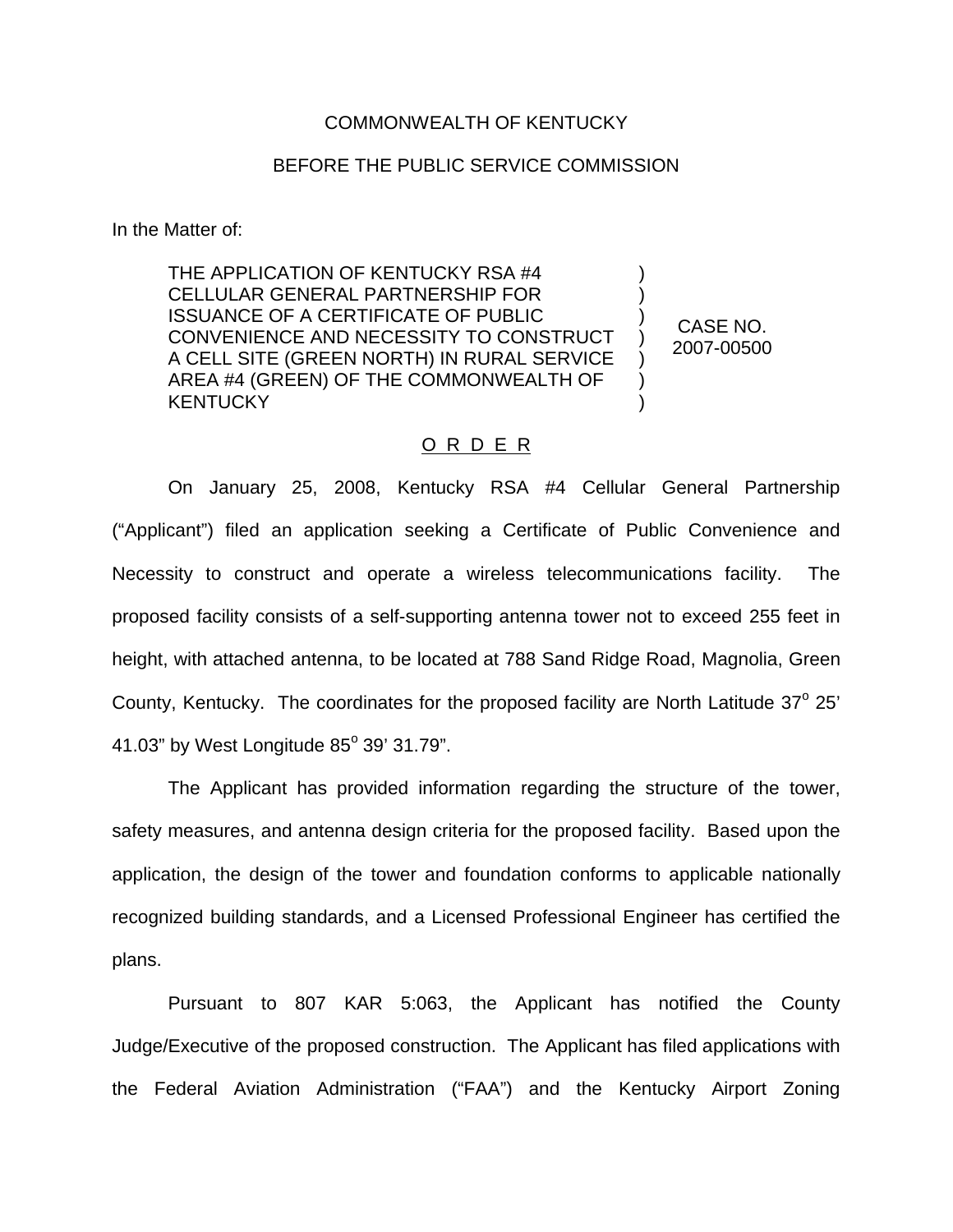COMMONWEALTH OF KENTUCKY

BEFORE THE PUBLIC SERVICE COMMISSION

In the Matter of:

| | | |
|---|---|---|
| THE APPLICATION OF KENTUCKY RSA #4 CELLULAR GENERAL PARTNERSHIP FOR ISSUANCE OF A CERTIFICATE OF PUBLIC CONVENIENCE AND NECESSITY TO CONSTRUCT A CELL SITE (GREEN NORTH) IN RURAL SERVICE AREA #4 (GREEN) OF THE COMMONWEALTH OF KENTUCKY | ) ) ) ) ) ) ) | CASE NO. 2007-00500 |

O R D E R

On January 25, 2008, Kentucky RSA #4 Cellular General Partnership ("Applicant") filed an application seeking a Certificate of Public Convenience and Necessity to construct and operate a wireless telecommunications facility. The proposed facility consists of a self-supporting antenna tower not to exceed 255 feet in height, with attached antenna, to be located at 788 Sand Ridge Road, Magnolia, Green County, Kentucky. The coordinates for the proposed facility are North Latitude 37° 25' 41.03" by West Longitude 85° 39' 31.79".

The Applicant has provided information regarding the structure of the tower, safety measures, and antenna design criteria for the proposed facility. Based upon the application, the design of the tower and foundation conforms to applicable nationally recognized building standards, and a Licensed Professional Engineer has certified the plans.

Pursuant to 807 KAR 5:063, the Applicant has notified the County Judge/Executive of the proposed construction. The Applicant has filed applications with the Federal Aviation Administration ("FAA") and the Kentucky Airport Zoning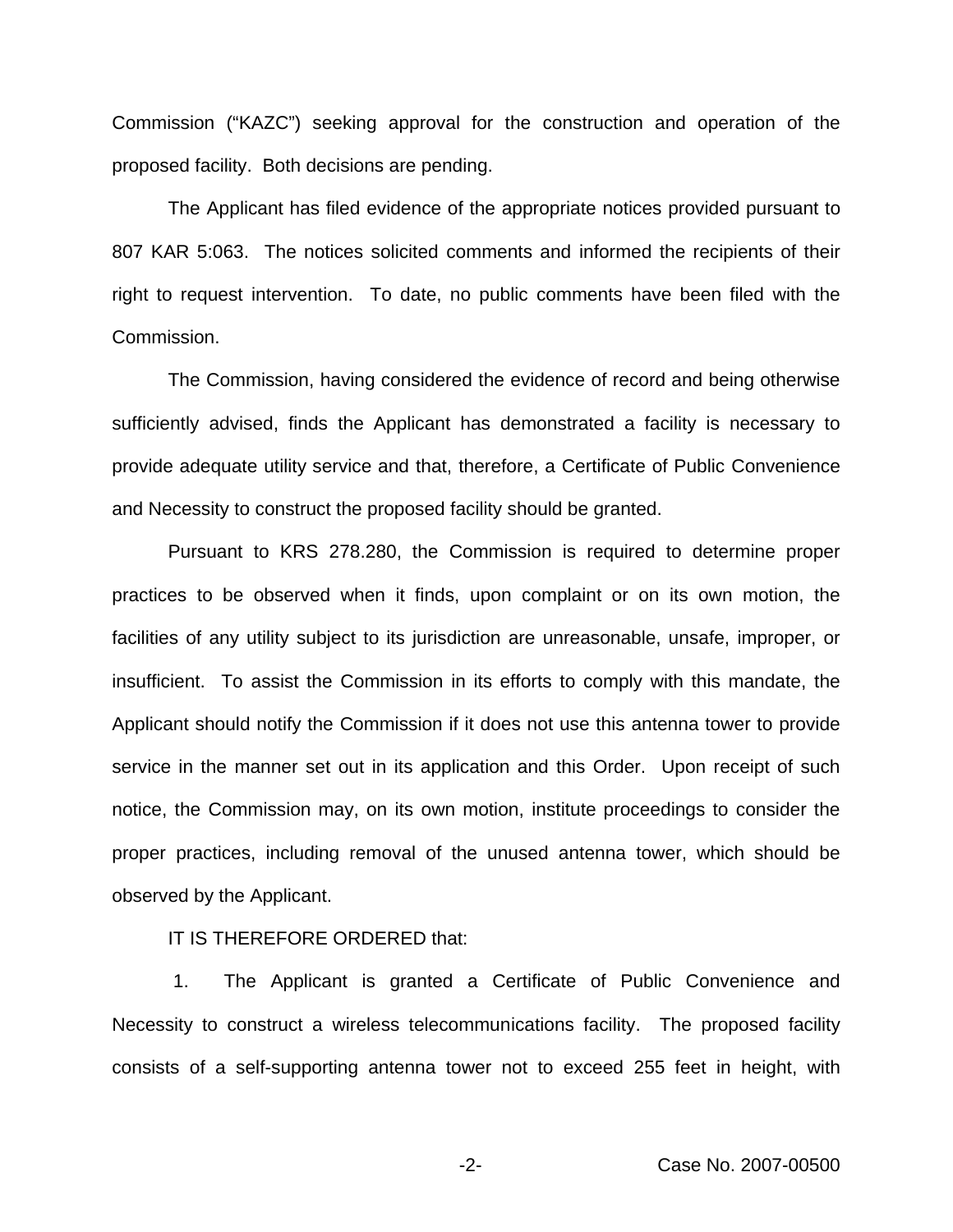Commission ("KAZC") seeking approval for the construction and operation of the proposed facility. Both decisions are pending.

The Applicant has filed evidence of the appropriate notices provided pursuant to 807 KAR 5:063. The notices solicited comments and informed the recipients of their right to request intervention. To date, no public comments have been filed with the Commission.

The Commission, having considered the evidence of record and being otherwise sufficiently advised, finds the Applicant has demonstrated a facility is necessary to provide adequate utility service and that, therefore, a Certificate of Public Convenience and Necessity to construct the proposed facility should be granted.

Pursuant to KRS 278.280, the Commission is required to determine proper practices to be observed when it finds, upon complaint or on its own motion, the facilities of any utility subject to its jurisdiction are unreasonable, unsafe, improper, or insufficient. To assist the Commission in its efforts to comply with this mandate, the Applicant should notify the Commission if it does not use this antenna tower to provide service in the manner set out in its application and this Order. Upon receipt of such notice, the Commission may, on its own motion, institute proceedings to consider the proper practices, including removal of the unused antenna tower, which should be observed by the Applicant.

IT IS THEREFORE ORDERED that:

1. The Applicant is granted a Certificate of Public Convenience and Necessity to construct a wireless telecommunications facility. The proposed facility consists of a self-supporting antenna tower not to exceed 255 feet in height, with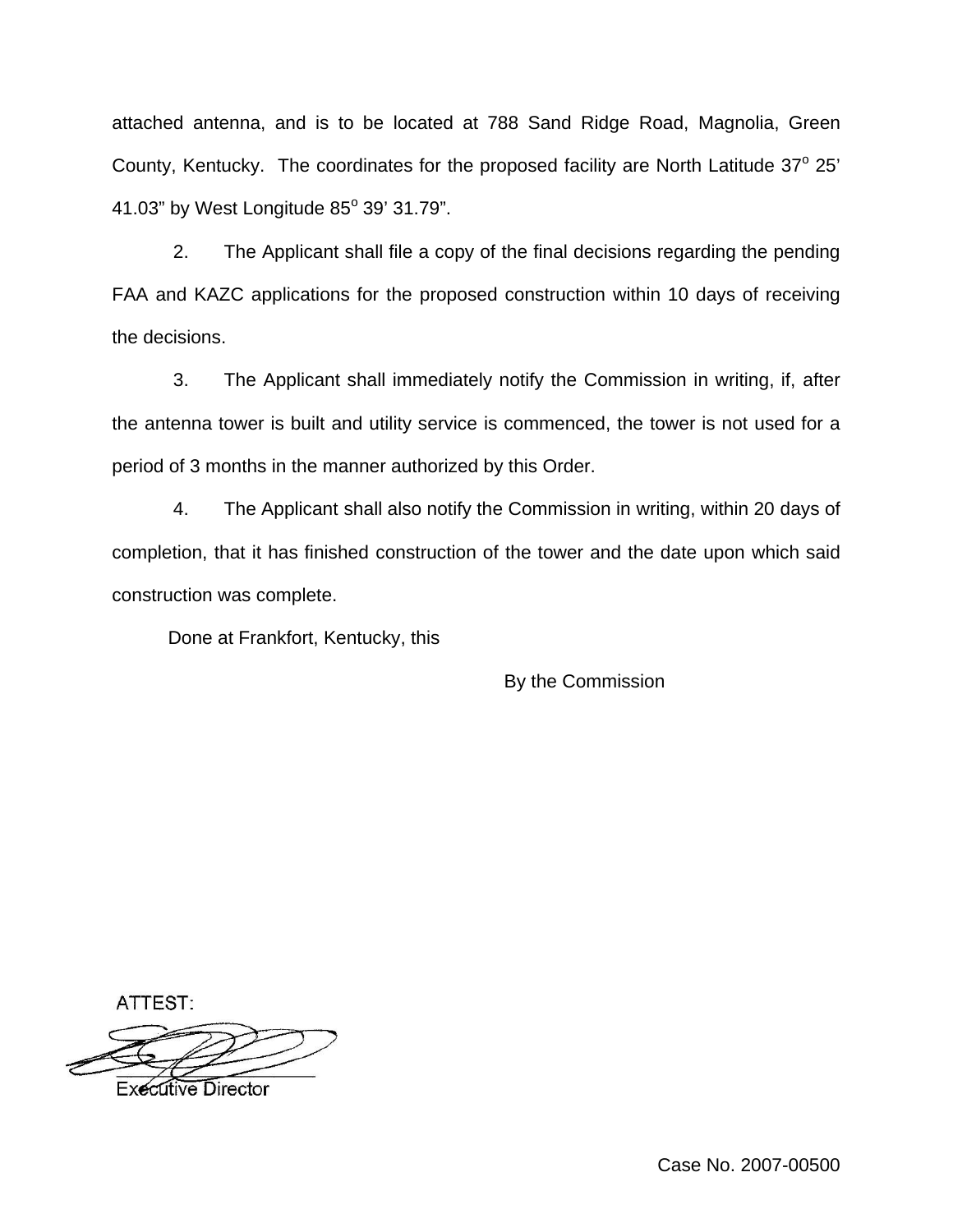attached antenna, and is to be located at 788 Sand Ridge Road, Magnolia, Green County, Kentucky. The coordinates for the proposed facility are North Latitude 37$^o$ 25' 41.03" by West Longitude 85$^o$ 39' 31.79".

2. The Applicant shall file a copy of the final decisions regarding the pending FAA and KAZC applications for the proposed construction within 10 days of receiving the decisions.

3. The Applicant shall immediately notify the Commission in writing, if, after the antenna tower is built and utility service is commenced, the tower is not used for a period of 3 months in the manner authorized by this Order.

4. The Applicant shall also notify the Commission in writing, within 20 days of completion, that it has finished construction of the tower and the date upon which said construction was complete.

Done at Frankfort, Kentucky, this

By the Commission

ATTEST:

Executive Director

Case No. 2007-00500